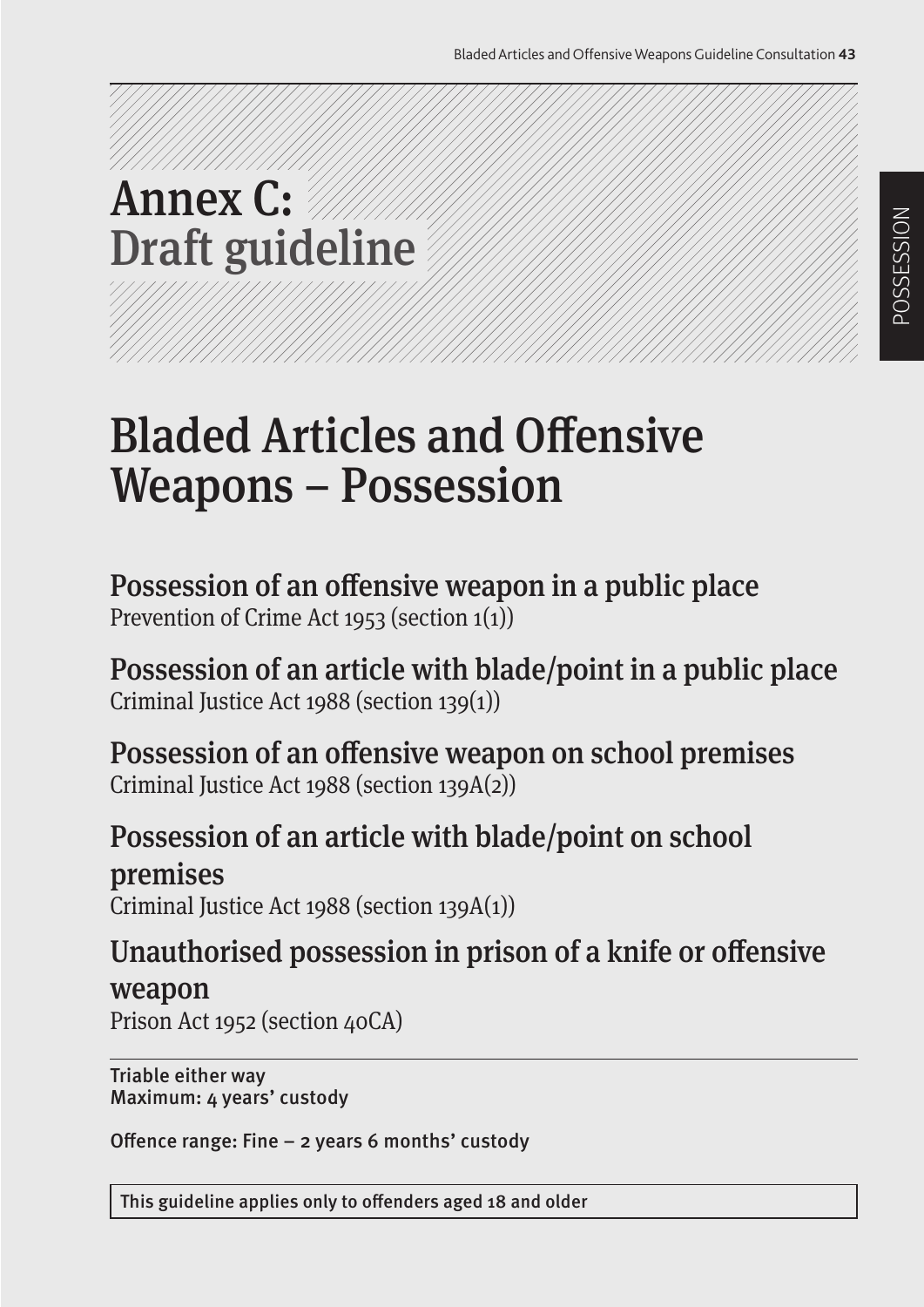# Annex C: Draft guideline

# Bladed Articles and Offensive Weapons – Possession

## Possession of an offensive weapon in a public place

Prevention of Crime Act 1953 (section 1(1))

## Possession of an article with blade/point in a public place

Criminal Justice Act 1988 (section 139(1))

## Possession of an offensive weapon on school premises

Criminal Justice Act 1988 (section 139A(2))

## Possession of an article with blade/point on school premises

Criminal Justice Act 1988 (section 139A(1))

## Unauthorised possession in prison of a knife or offensive weapon

Prison Act 1952 (section 40CA)

Triable either way
Maximum: 4 years' custody

Offence range: Fine – 2 years 6 months' custody

This guideline applies only to offenders aged 18 and older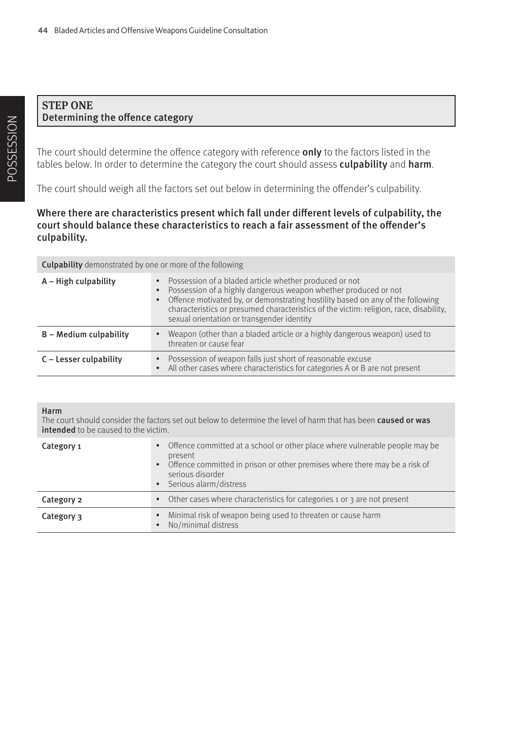## STEP ONE
### Determining the offence category

The court should determine the offence category with reference **only** to the factors listed in the tables below. In order to determine the category the court should assess **culpability** and **harm**.

The court should weigh all the factors set out below in determining the offender's culpability.

**Where there are characteristics present which fall under different levels of culpability, the court should balance these characteristics to reach a fair assessment of the offender's culpability.**

| **Culpability** demonstrated by one or more of the following | |
|---|---|
| A – High culpability | • Possession of a bladed article whether produced or not<br>• Possession of a highly dangerous weapon whether produced or not<br>• Offence motivated by, or demonstrating hostility based on any of the following characteristics or presumed characteristics of the victim: religion, race, disability, sexual orientation or transgender identity |
| B – Medium culpability | • Weapon (other than a bladed article or a highly dangerous weapon) used to threaten or cause fear |
| C – Lesser culpability | • Possession of weapon falls just short of reasonable excuse<br>• All other cases where characteristics for categories A or B are not present |

| **Harm**<br>The court should consider the factors set out below to determine the level of harm that has been **caused or was intended** to be caused to the victim. | |
|---|---|
| Category 1 | • Offence committed at a school or other place where vulnerable people may be present<br>• Offence committed in prison or other premises where there may be a risk of serious disorder<br>• Serious alarm/distress |
| Category 2 | • Other cases where characteristics for categories 1 or 3 are not present |
| Category 3 | • Minimal risk of weapon being used to threaten or cause harm<br>• No/minimal distress |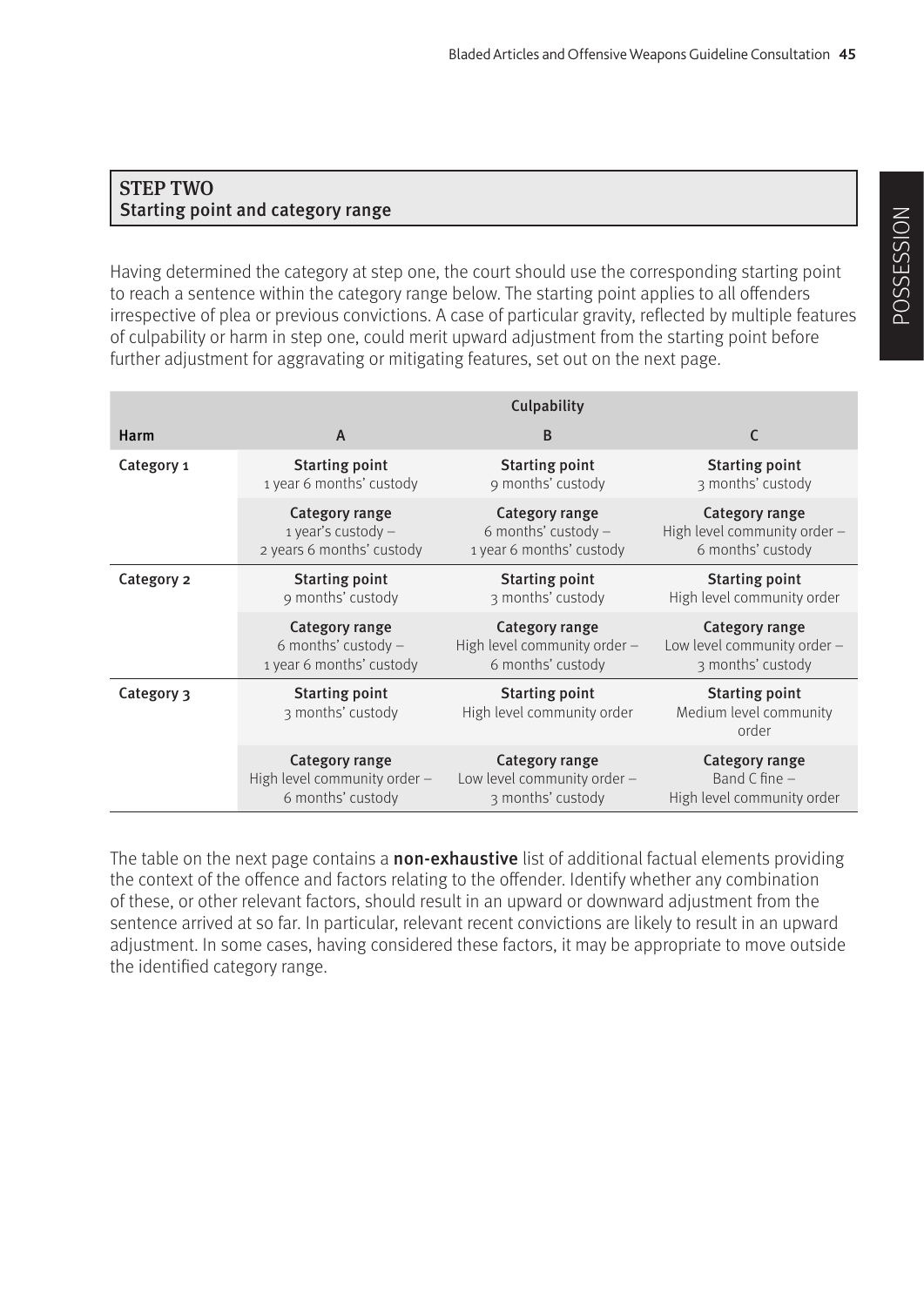## STEP TWO
### Starting point and category range

Having determined the category at step one, the court should use the corresponding starting point to reach a sentence within the category range below. The starting point applies to all offenders irrespective of plea or previous convictions. A case of particular gravity, reflected by multiple features of culpability or harm in step one, could merit upward adjustment from the starting point before further adjustment for aggravating or mitigating features, set out on the next page.

| | Culpability | | |
|---|---|---|---|
| **Harm** | **A** | **B** | **C** |
| Category 1 | **Starting point** 1 year 6 months' custody | **Starting point** 9 months' custody | **Starting point** 3 months' custody |
| | **Category range** 1 year's custody – 2 years 6 months' custody | **Category range** 6 months' custody – 1 year 6 months' custody | **Category range** High level community order – 6 months' custody |
| Category 2 | **Starting point** 9 months' custody | **Starting point** 3 months' custody | **Starting point** High level community order |
| | **Category range** 6 months' custody – 1 year 6 months' custody | **Category range** High level community order – 6 months' custody | **Category range** Low level community order – 3 months' custody |
| Category 3 | **Starting point** 3 months' custody | **Starting point** High level community order | **Starting point** Medium level community order |
| | **Category range** High level community order – 6 months' custody | **Category range** Low level community order – 3 months' custody | **Category range** Band C fine – High level community order |

The table on the next page contains a **non-exhaustive** list of additional factual elements providing the context of the offence and factors relating to the offender. Identify whether any combination of these, or other relevant factors, should result in an upward or downward adjustment from the sentence arrived at so far. In particular, relevant recent convictions are likely to result in an upward adjustment. In some cases, having considered these factors, it may be appropriate to move outside the identified category range.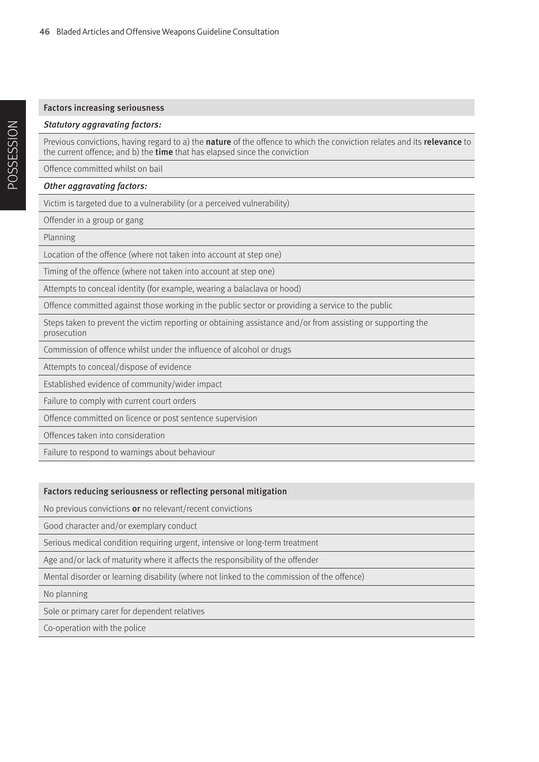| Factors increasing seriousness |
|---|
| ***Statutory aggravating factors:*** |
| Previous convictions, having regard to a) the **nature** of the offence to which the conviction relates and its **relevance** to the current offence; and b) the **time** that has elapsed since the conviction |
| Offence committed whilst on bail |
| ***Other aggravating factors:*** |
| Victim is targeted due to a vulnerability (or a perceived vulnerability) |
| Offender in a group or gang |
| Planning |
| Location of the offence (where not taken into account at step one) |
| Timing of the offence (where not taken into account at step one) |
| Attempts to conceal identity (for example, wearing a balaclava or hood) |
| Offence committed against those working in the public sector or providing a service to the public |
| Steps taken to prevent the victim reporting or obtaining assistance and/or from assisting or supporting the prosecution |
| Commission of offence whilst under the influence of alcohol or drugs |
| Attempts to conceal/dispose of evidence |
| Established evidence of community/wider impact |
| Failure to comply with current court orders |
| Offence committed on licence or post sentence supervision |
| Offences taken into consideration |
| Failure to respond to warnings about behaviour |

| Factors reducing seriousness or reflecting personal mitigation |
|---|
| No previous convictions **or** no relevant/recent convictions |
| Good character and/or exemplary conduct |
| Serious medical condition requiring urgent, intensive or long-term treatment |
| Age and/or lack of maturity where it affects the responsibility of the offender |
| Mental disorder or learning disability (where not linked to the commission of the offence) |
| No planning |
| Sole or primary carer for dependent relatives |
| Co-operation with the police |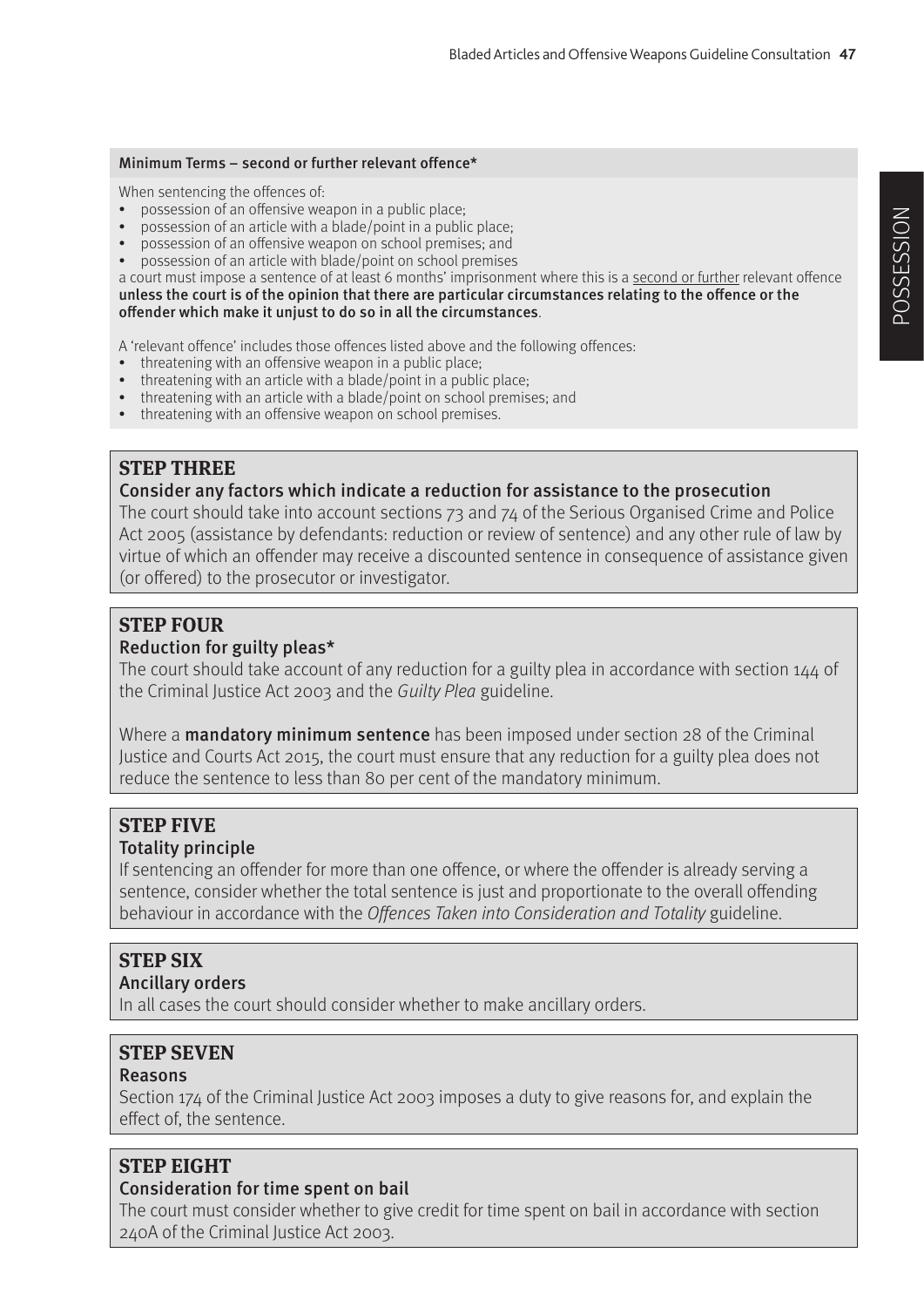**Minimum Terms – second or further relevant offence***

When sentencing the offences of:

- possession of an offensive weapon in a public place;
- possession of an article with a blade/point in a public place;
- possession of an offensive weapon on school premises; and
- possession of an article with blade/point on school premises

a court must impose a sentence of at least 6 months' imprisonment where this is a second or further relevant offence **unless the court is of the opinion that there are particular circumstances relating to the offence or the offender which make it unjust to do so in all the circumstances**.

A 'relevant offence' includes those offences listed above and the following offences:

- threatening with an offensive weapon in a public place;
- threatening with an article with a blade/point in a public place;
- threatening with an article with a blade/point on school premises; and
- threatening with an offensive weapon on school premises.

## STEP THREE

### Consider any factors which indicate a reduction for assistance to the prosecution

The court should take into account sections 73 and 74 of the Serious Organised Crime and Police Act 2005 (assistance by defendants: reduction or review of sentence) and any other rule of law by virtue of which an offender may receive a discounted sentence in consequence of assistance given (or offered) to the prosecutor or investigator.

## STEP FOUR

### Reduction for guilty pleas*

The court should take account of any reduction for a guilty plea in accordance with section 144 of the Criminal Justice Act 2003 and the *Guilty Plea* guideline.

Where a **mandatory minimum sentence** has been imposed under section 28 of the Criminal Justice and Courts Act 2015, the court must ensure that any reduction for a guilty plea does not reduce the sentence to less than 80 per cent of the mandatory minimum.

## STEP FIVE

### Totality principle

If sentencing an offender for more than one offence, or where the offender is already serving a sentence, consider whether the total sentence is just and proportionate to the overall offending behaviour in accordance with the *Offences Taken into Consideration and Totality* guideline.

## STEP SIX

### Ancillary orders

In all cases the court should consider whether to make ancillary orders.

## STEP SEVEN

### Reasons

Section 174 of the Criminal Justice Act 2003 imposes a duty to give reasons for, and explain the effect of, the sentence.

## STEP EIGHT

### Consideration for time spent on bail

The court must consider whether to give credit for time spent on bail in accordance with section 240A of the Criminal Justice Act 2003.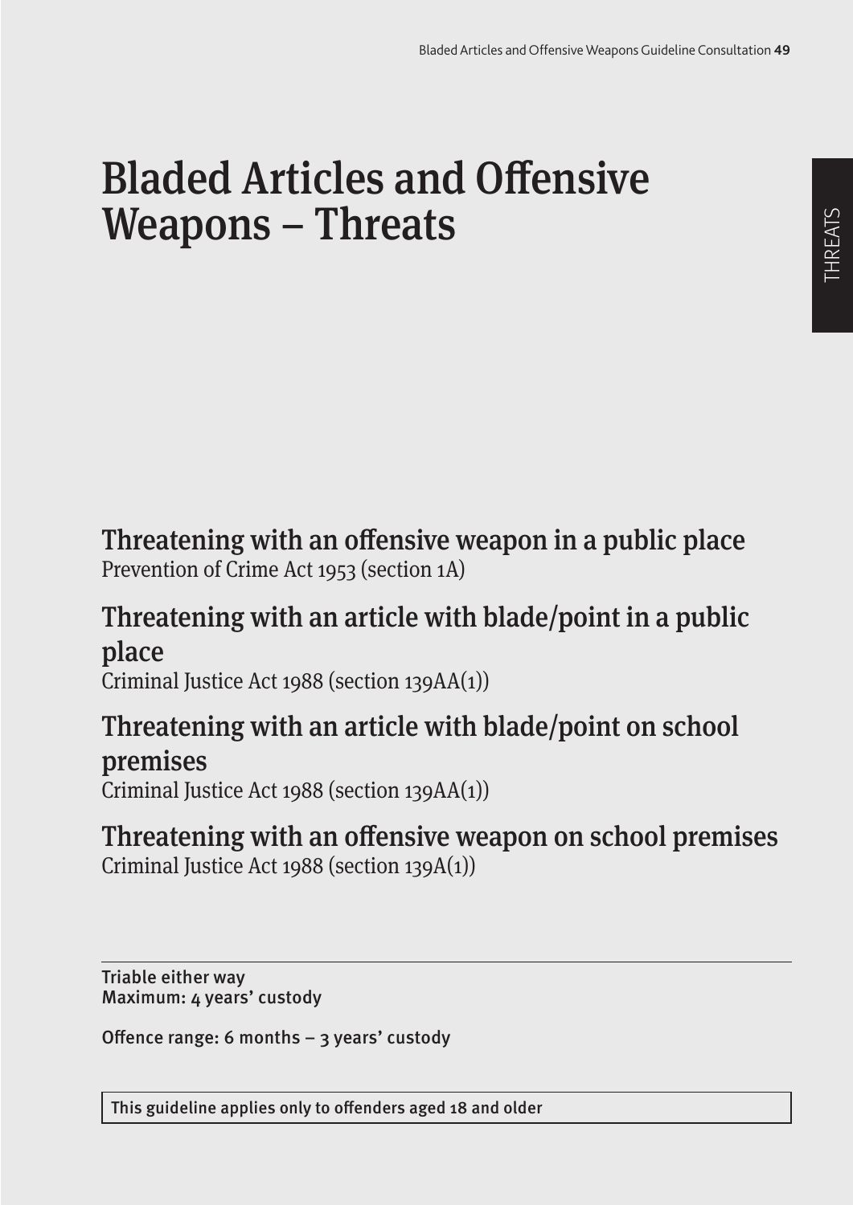# Bladed Articles and Offensive Weapons – Threats

## Threatening with an offensive weapon in a public place

Prevention of Crime Act 1953 (section 1A)

## Threatening with an article with blade/point in a public place

Criminal Justice Act 1988 (section 139AA(1))

## Threatening with an article with blade/point on school premises

Criminal Justice Act 1988 (section 139AA(1))

## Threatening with an offensive weapon on school premises

Criminal Justice Act 1988 (section 139A(1))

---

Triable either way
Maximum: 4 years' custody

Offence range: 6 months – 3 years' custody

This guideline applies only to offenders aged 18 and older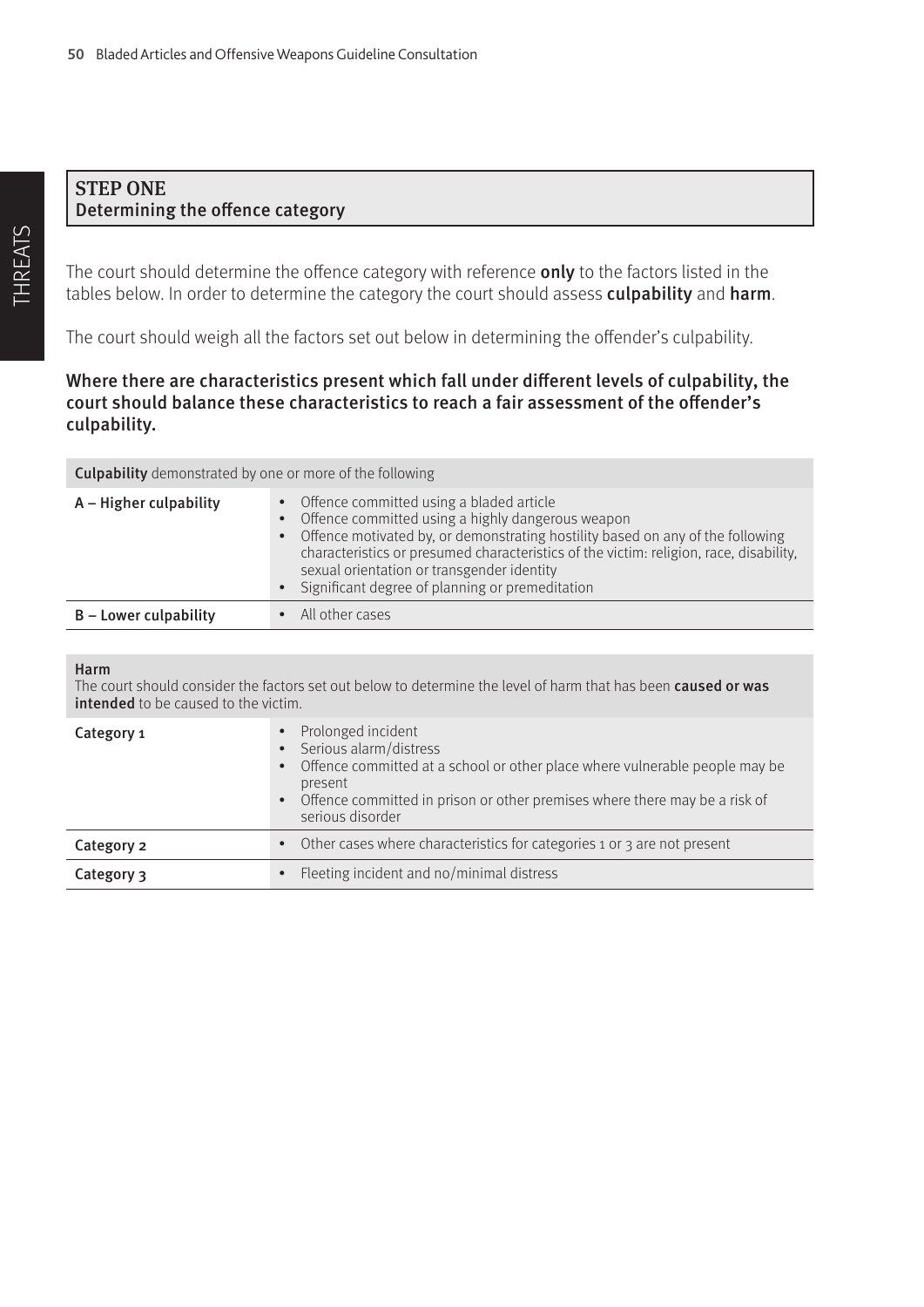## STEP ONE
### Determining the offence category

The court should determine the offence category with reference **only** to the factors listed in the tables below. In order to determine the category the court should assess **culpability** and **harm**.

The court should weigh all the factors set out below in determining the offender's culpability.

**Where there are characteristics present which fall under different levels of culpability, the court should balance these characteristics to reach a fair assessment of the offender's culpability.**

| **Culpability** demonstrated by one or more of the following | |
|---|---|
| A – Higher culpability | • Offence committed using a bladed article<br>• Offence committed using a highly dangerous weapon<br>• Offence motivated by, or demonstrating hostility based on any of the following characteristics or presumed characteristics of the victim: religion, race, disability, sexual orientation or transgender identity<br>• Significant degree of planning or premeditation |
| B – Lower culpability | • All other cases |

| **Harm**<br>The court should consider the factors set out below to determine the level of harm that has been **caused or was intended** to be caused to the victim. | |
|---|---|
| Category 1 | • Prolonged incident<br>• Serious alarm/distress<br>• Offence committed at a school or other place where vulnerable people may be present<br>• Offence committed in prison or other premises where there may be a risk of serious disorder |
| Category 2 | • Other cases where characteristics for categories 1 or 3 are not present |
| Category 3 | • Fleeting incident and no/minimal distress |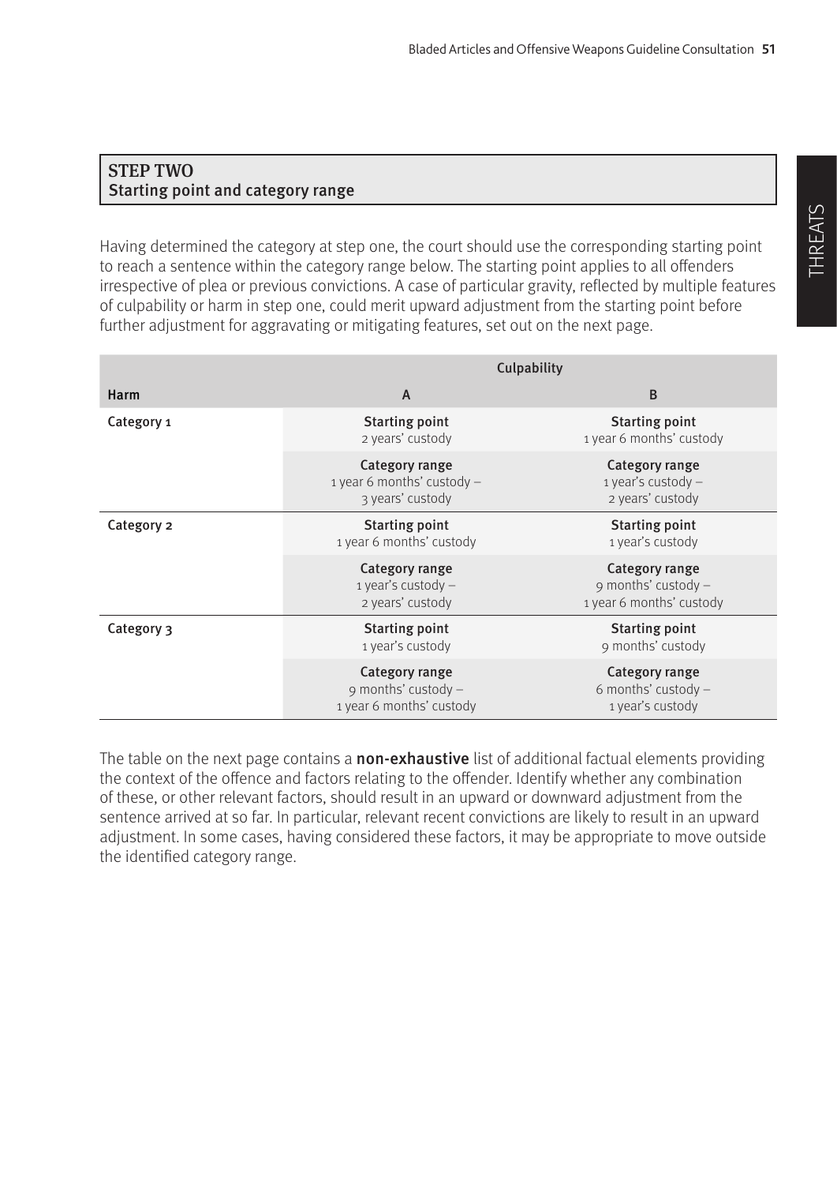## STEP TWO
### Starting point and category range

Having determined the category at step one, the court should use the corresponding starting point to reach a sentence within the category range below. The starting point applies to all offenders irrespective of plea or previous convictions. A case of particular gravity, reflected by multiple features of culpability or harm in step one, could merit upward adjustment from the starting point before further adjustment for aggravating or mitigating features, set out on the next page.

| | Culpability | |
|---|---|---|
| **Harm** | **A** | **B** |
| Category 1 | **Starting point**<br>2 years' custody | **Starting point**<br>1 year 6 months' custody |
| | **Category range**<br>1 year 6 months' custody – 3 years' custody | **Category range**<br>1 year's custody – 2 years' custody |
| Category 2 | **Starting point**<br>1 year 6 months' custody | **Starting point**<br>1 year's custody |
| | **Category range**<br>1 year's custody – 2 years' custody | **Category range**<br>9 months' custody – 1 year 6 months' custody |
| Category 3 | **Starting point**<br>1 year's custody | **Starting point**<br>9 months' custody |
| | **Category range**<br>9 months' custody – 1 year 6 months' custody | **Category range**<br>6 months' custody – 1 year's custody |

The table on the next page contains a **non-exhaustive** list of additional factual elements providing the context of the offence and factors relating to the offender. Identify whether any combination of these, or other relevant factors, should result in an upward or downward adjustment from the sentence arrived at so far. In particular, relevant recent convictions are likely to result in an upward adjustment. In some cases, having considered these factors, it may be appropriate to move outside the identified category range.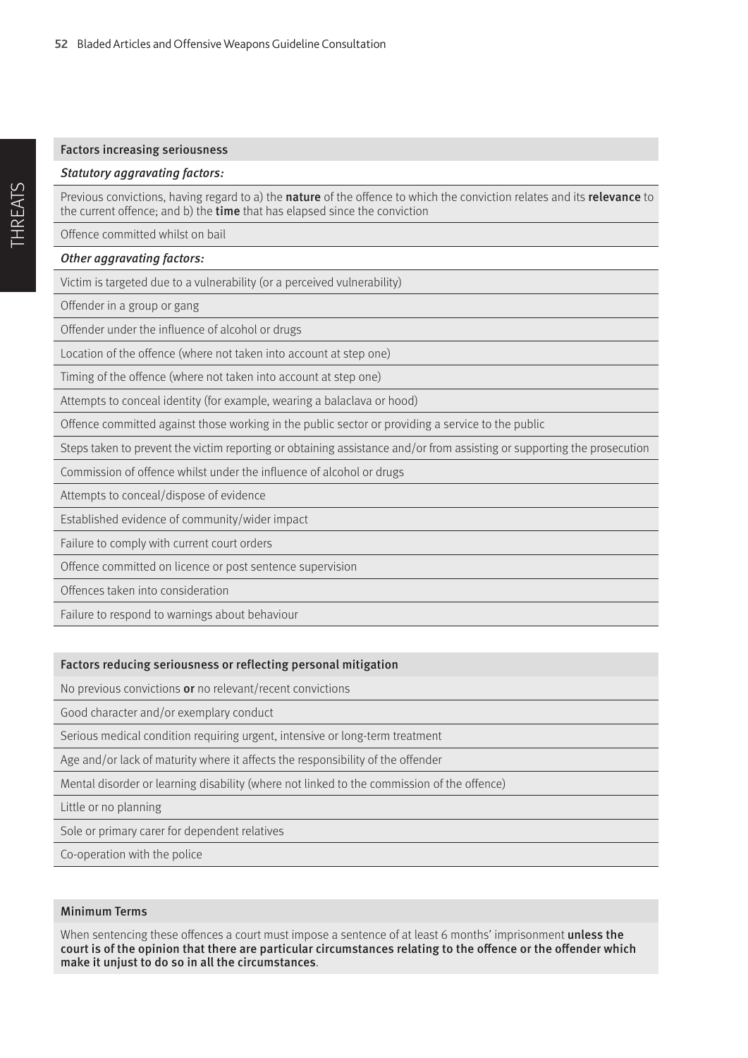| Factors increasing seriousness |
|---|
| ***Statutory aggravating factors:*** |
| Previous convictions, having regard to a) the **nature** of the offence to which the conviction relates and its **relevance** to the current offence; and b) the **time** that has elapsed since the conviction |
| Offence committed whilst on bail |
| ***Other aggravating factors:*** |
| Victim is targeted due to a vulnerability (or a perceived vulnerability) |
| Offender in a group or gang |
| Offender under the influence of alcohol or drugs |
| Location of the offence (where not taken into account at step one) |
| Timing of the offence (where not taken into account at step one) |
| Attempts to conceal identity (for example, wearing a balaclava or hood) |
| Offence committed against those working in the public sector or providing a service to the public |
| Steps taken to prevent the victim reporting or obtaining assistance and/or from assisting or supporting the prosecution |
| Commission of offence whilst under the influence of alcohol or drugs |
| Attempts to conceal/dispose of evidence |
| Established evidence of community/wider impact |
| Failure to comply with current court orders |
| Offence committed on licence or post sentence supervision |
| Offences taken into consideration |
| Failure to respond to warnings about behaviour |

| Factors reducing seriousness or reflecting personal mitigation |
|---|
| No previous convictions **or** no relevant/recent convictions |
| Good character and/or exemplary conduct |
| Serious medical condition requiring urgent, intensive or long-term treatment |
| Age and/or lack of maturity where it affects the responsibility of the offender |
| Mental disorder or learning disability (where not linked to the commission of the offence) |
| Little or no planning |
| Sole or primary carer for dependent relatives |
| Co-operation with the police |

| Minimum Terms |
|---|
| When sentencing these offences a court must impose a sentence of at least 6 months' imprisonment **unless the court is of the opinion that there are particular circumstances relating to the offence or the offender which make it unjust to do so in all the circumstances**. |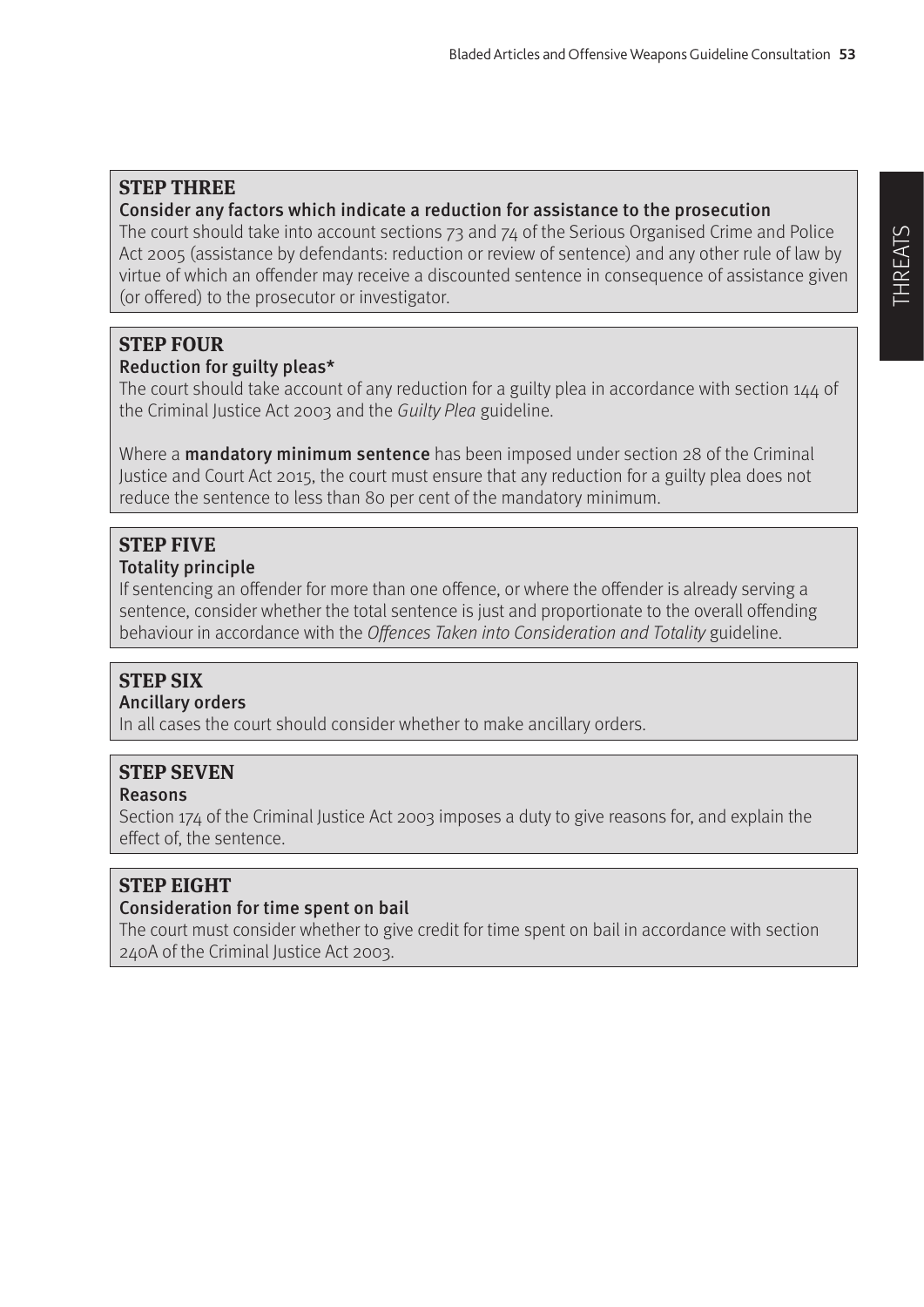## STEP THREE

**Consider any factors which indicate a reduction for assistance to the prosecution**

The court should take into account sections 73 and 74 of the Serious Organised Crime and Police Act 2005 (assistance by defendants: reduction or review of sentence) and any other rule of law by virtue of which an offender may receive a discounted sentence in consequence of assistance given (or offered) to the prosecutor or investigator.

## STEP FOUR

**Reduction for guilty pleas***

The court should take account of any reduction for a guilty plea in accordance with section 144 of the Criminal Justice Act 2003 and the *Guilty Plea* guideline.

Where a **mandatory minimum sentence** has been imposed under section 28 of the Criminal Justice and Court Act 2015, the court must ensure that any reduction for a guilty plea does not reduce the sentence to less than 80 per cent of the mandatory minimum.

## STEP FIVE

**Totality principle**

If sentencing an offender for more than one offence, or where the offender is already serving a sentence, consider whether the total sentence is just and proportionate to the overall offending behaviour in accordance with the *Offences Taken into Consideration and Totality* guideline.

## STEP SIX

**Ancillary orders**

In all cases the court should consider whether to make ancillary orders.

## STEP SEVEN

**Reasons**

Section 174 of the Criminal Justice Act 2003 imposes a duty to give reasons for, and explain the effect of, the sentence.

## STEP EIGHT

**Consideration for time spent on bail**

The court must consider whether to give credit for time spent on bail in accordance with section 240A of the Criminal Justice Act 2003.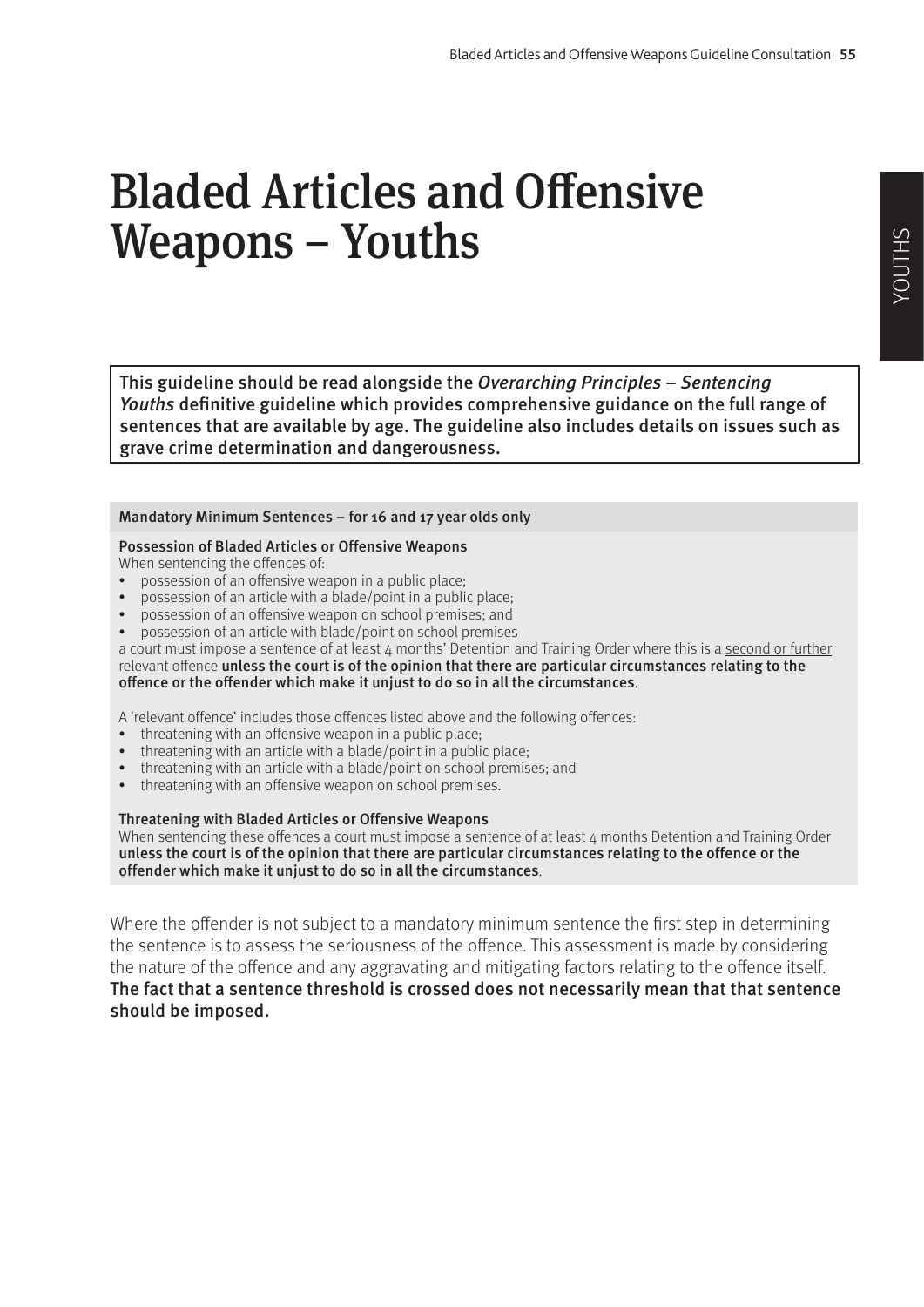# Bladed Articles and Offensive Weapons – Youths

**This guideline should be read alongside the *Overarching Principles – Sentencing Youths* definitive guideline which provides comprehensive guidance on the full range of sentences that are available by age. The guideline also includes details on issues such as grave crime determination and dangerousness.**

### Mandatory Minimum Sentences – for 16 and 17 year olds only

**Possession of Bladed Articles or Offensive Weapons**

When sentencing the offences of:

- possession of an offensive weapon in a public place;
- possession of an article with a blade/point in a public place;
- possession of an offensive weapon on school premises; and
- possession of an article with blade/point on school premises

a court must impose a sentence of at least 4 months' Detention and Training Order where this is a second or further relevant offence **unless the court is of the opinion that there are particular circumstances relating to the offence or the offender which make it unjust to do so in all the circumstances**.

A 'relevant offence' includes those offences listed above and the following offences:

- threatening with an offensive weapon in a public place;
- threatening with an article with a blade/point in a public place;
- threatening with an article with a blade/point on school premises; and
- threatening with an offensive weapon on school premises.

**Threatening with Bladed Articles or Offensive Weapons**

When sentencing these offences a court must impose a sentence of at least 4 months Detention and Training Order **unless the court is of the opinion that there are particular circumstances relating to the offence or the offender which make it unjust to do so in all the circumstances**.

Where the offender is not subject to a mandatory minimum sentence the first step in determining the sentence is to assess the seriousness of the offence. This assessment is made by considering the nature of the offence and any aggravating and mitigating factors relating to the offence itself. **The fact that a sentence threshold is crossed does not necessarily mean that that sentence should be imposed.**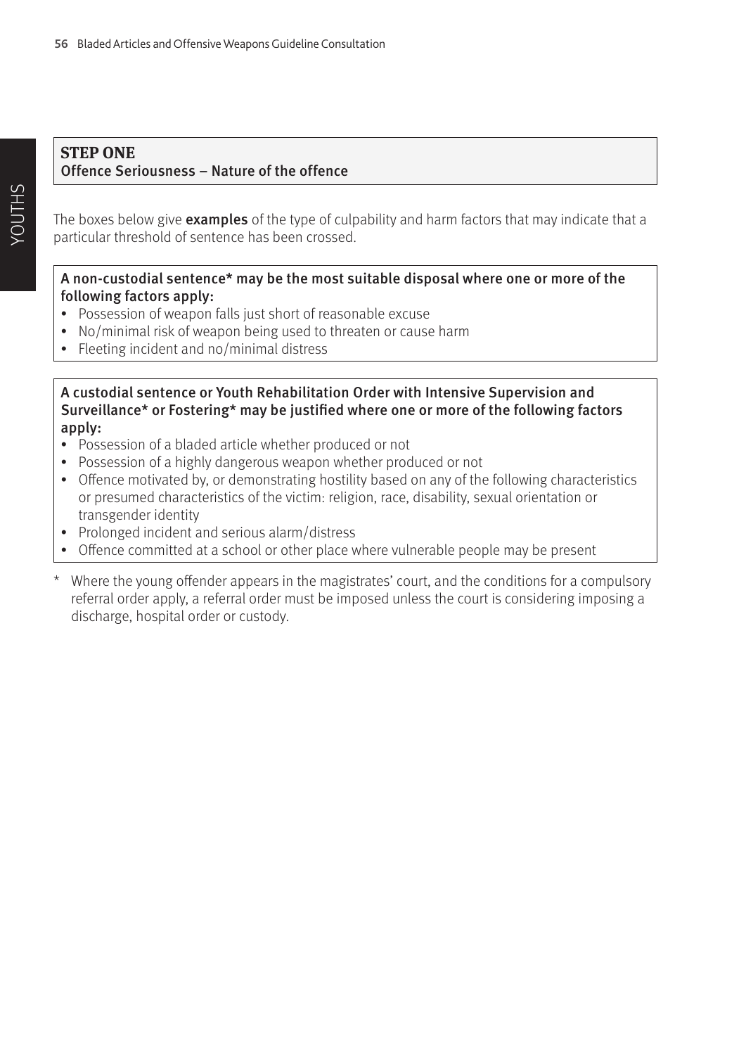## STEP ONE

Offence Seriousness – Nature of the offence

The boxes below give **examples** of the type of culpability and harm factors that may indicate that a particular threshold of sentence has been crossed.

**A non-custodial sentence* may be the most suitable disposal where one or more of the following factors apply:**

- Possession of weapon falls just short of reasonable excuse
- No/minimal risk of weapon being used to threaten or cause harm
- Fleeting incident and no/minimal distress

**A custodial sentence or Youth Rehabilitation Order with Intensive Supervision and Surveillance* or Fostering* may be justified where one or more of the following factors apply:**

- Possession of a bladed article whether produced or not
- Possession of a highly dangerous weapon whether produced or not
- Offence motivated by, or demonstrating hostility based on any of the following characteristics or presumed characteristics of the victim: religion, race, disability, sexual orientation or transgender identity
- Prolonged incident and serious alarm/distress
- Offence committed at a school or other place where vulnerable people may be present

\* Where the young offender appears in the magistrates' court, and the conditions for a compulsory referral order apply, a referral order must be imposed unless the court is considering imposing a discharge, hospital order or custody.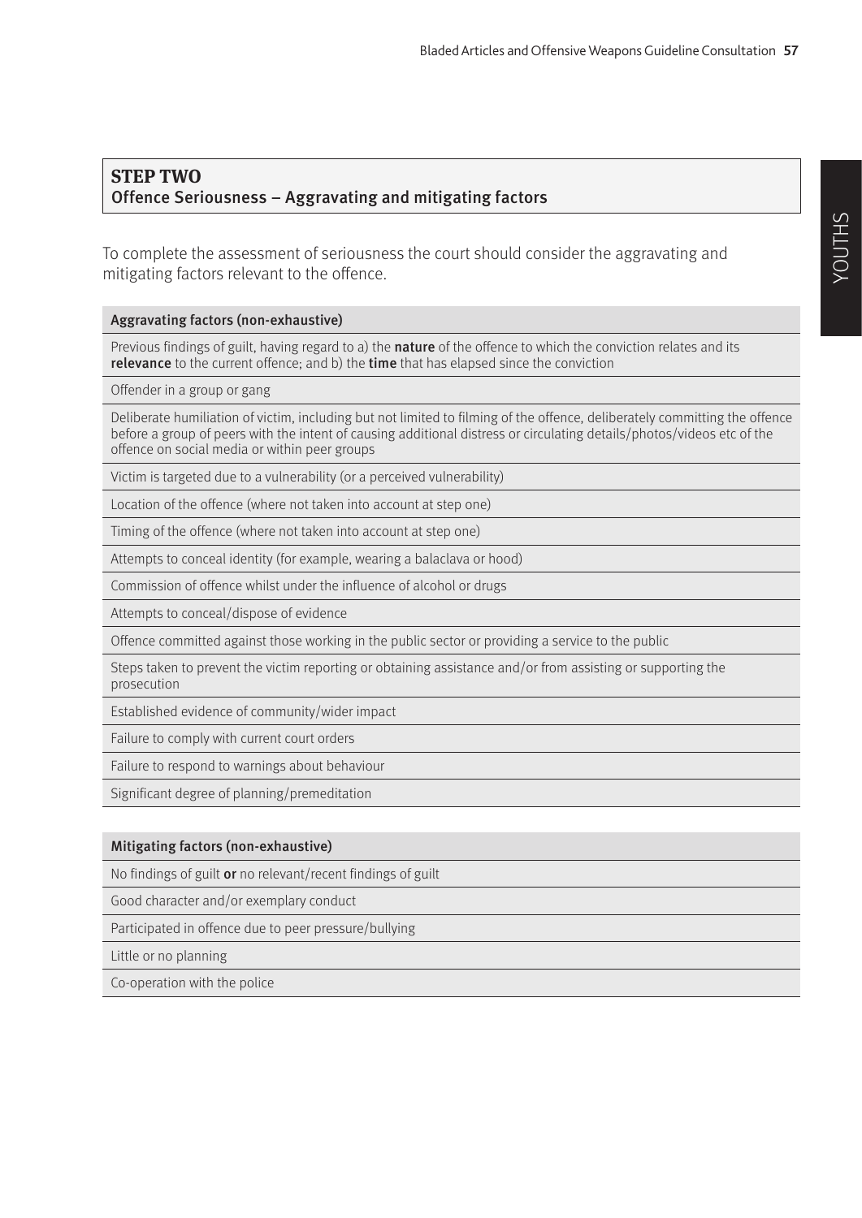## STEP TWO
### Offence Seriousness – Aggravating and mitigating factors

To complete the assessment of seriousness the court should consider the aggravating and mitigating factors relevant to the offence.

| Aggravating factors (non-exhaustive) |
| --- |
| Previous findings of guilt, having regard to a) the **nature** of the offence to which the conviction relates and its **relevance** to the current offence; and b) the **time** that has elapsed since the conviction |
| Offender in a group or gang |
| Deliberate humiliation of victim, including but not limited to filming of the offence, deliberately committing the offence before a group of peers with the intent of causing additional distress or circulating details/photos/videos etc of the offence on social media or within peer groups |
| Victim is targeted due to a vulnerability (or a perceived vulnerability) |
| Location of the offence (where not taken into account at step one) |
| Timing of the offence (where not taken into account at step one) |
| Attempts to conceal identity (for example, wearing a balaclava or hood) |
| Commission of offence whilst under the influence of alcohol or drugs |
| Attempts to conceal/dispose of evidence |
| Offence committed against those working in the public sector or providing a service to the public |
| Steps taken to prevent the victim reporting or obtaining assistance and/or from assisting or supporting the prosecution |
| Established evidence of community/wider impact |
| Failure to comply with current court orders |
| Failure to respond to warnings about behaviour |
| Significant degree of planning/premeditation |

| Mitigating factors (non-exhaustive) |
| --- |
| No findings of guilt **or** no relevant/recent findings of guilt |
| Good character and/or exemplary conduct |
| Participated in offence due to peer pressure/bullying |
| Little or no planning |
| Co-operation with the police |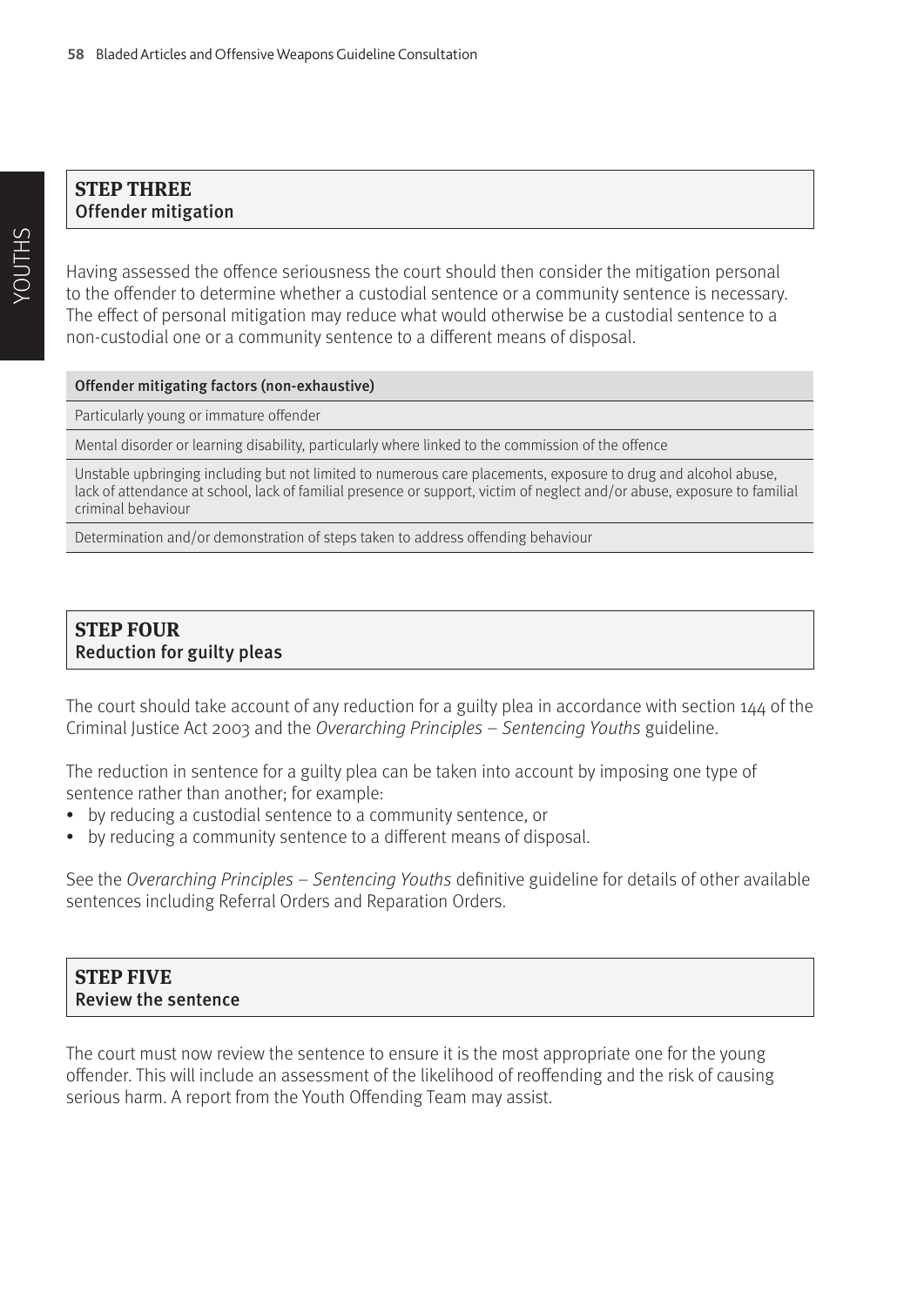## STEP THREE
### Offender mitigation

Having assessed the offence seriousness the court should then consider the mitigation personal to the offender to determine whether a custodial sentence or a community sentence is necessary. The effect of personal mitigation may reduce what would otherwise be a custodial sentence to a non-custodial one or a community sentence to a different means of disposal.

| Offender mitigating factors (non-exhaustive) |
| --- |
| Particularly young or immature offender |
| Mental disorder or learning disability, particularly where linked to the commission of the offence |
| Unstable upbringing including but not limited to numerous care placements, exposure to drug and alcohol abuse, lack of attendance at school, lack of familial presence or support, victim of neglect and/or abuse, exposure to familial criminal behaviour |
| Determination and/or demonstration of steps taken to address offending behaviour |

## STEP FOUR
### Reduction for guilty pleas

The court should take account of any reduction for a guilty plea in accordance with section 144 of the Criminal Justice Act 2003 and the *Overarching Principles – Sentencing Youths* guideline.

The reduction in sentence for a guilty plea can be taken into account by imposing one type of sentence rather than another; for example:

- by reducing a custodial sentence to a community sentence, or
- by reducing a community sentence to a different means of disposal.

See the *Overarching Principles – Sentencing Youths* definitive guideline for details of other available sentences including Referral Orders and Reparation Orders.

## STEP FIVE
### Review the sentence

The court must now review the sentence to ensure it is the most appropriate one for the young offender. This will include an assessment of the likelihood of reoffending and the risk of causing serious harm. A report from the Youth Offending Team may assist.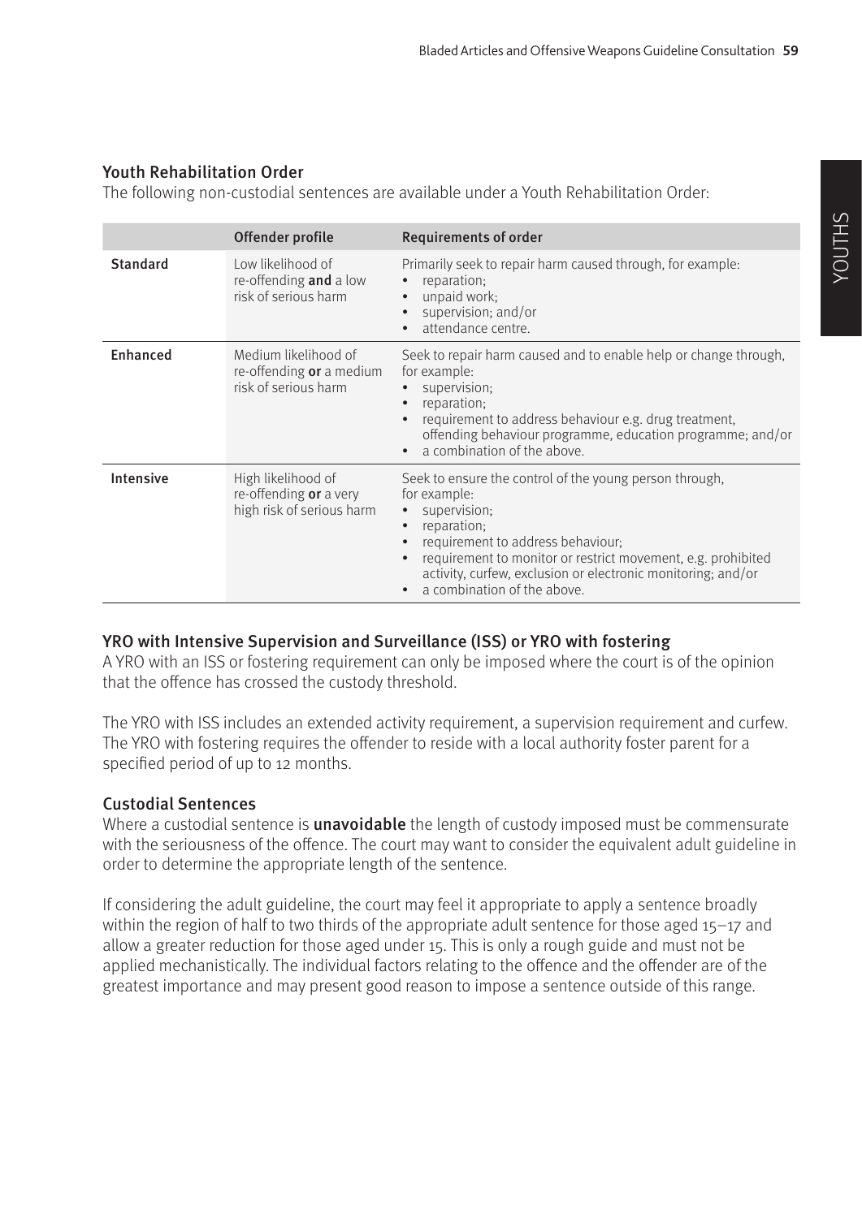### Youth Rehabilitation Order

The following non-custodial sentences are available under a Youth Rehabilitation Order:

| | Offender profile | Requirements of order |
|---|---|---|
| **Standard** | Low likelihood of re-offending **and** a low risk of serious harm | Primarily seek to repair harm caused through, for example:<br>• reparation;<br>• unpaid work;<br>• supervision; and/or<br>• attendance centre. |
| **Enhanced** | Medium likelihood of re-offending **or** a medium risk of serious harm | Seek to repair harm caused and to enable help or change through, for example:<br>• supervision;<br>• reparation;<br>• requirement to address behaviour e.g. drug treatment, offending behaviour programme, education programme; and/or<br>• a combination of the above. |
| **Intensive** | High likelihood of re-offending **or** a very high risk of serious harm | Seek to ensure the control of the young person through, for example:<br>• supervision;<br>• reparation;<br>• requirement to address behaviour;<br>• requirement to monitor or restrict movement, e.g. prohibited activity, curfew, exclusion or electronic monitoring; and/or<br>• a combination of the above. |

### YRO with Intensive Supervision and Surveillance (ISS) or YRO with fostering

A YRO with an ISS or fostering requirement can only be imposed where the court is of the opinion that the offence has crossed the custody threshold.

The YRO with ISS includes an extended activity requirement, a supervision requirement and curfew. The YRO with fostering requires the offender to reside with a local authority foster parent for a specified period of up to 12 months.

### Custodial Sentences

Where a custodial sentence is **unavoidable** the length of custody imposed must be commensurate with the seriousness of the offence. The court may want to consider the equivalent adult guideline in order to determine the appropriate length of the sentence.

If considering the adult guideline, the court may feel it appropriate to apply a sentence broadly within the region of half to two thirds of the appropriate adult sentence for those aged 15–17 and allow a greater reduction for those aged under 15. This is only a rough guide and must not be applied mechanistically. The individual factors relating to the offence and the offender are of the greatest importance and may present good reason to impose a sentence outside of this range.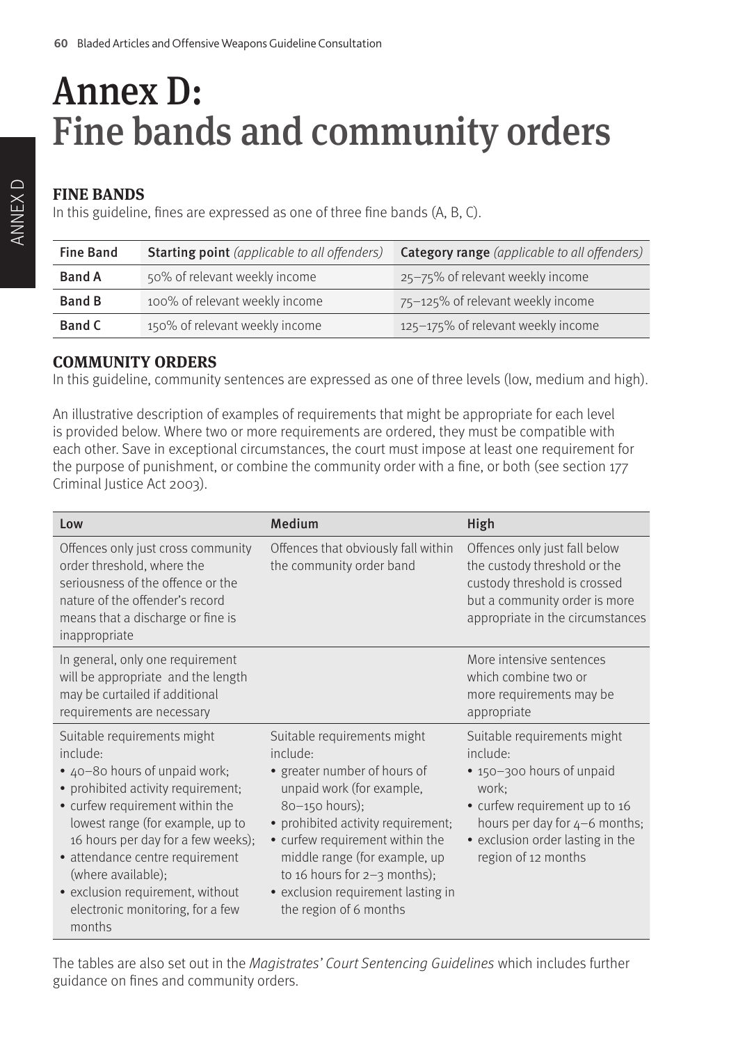# Annex D: Fine bands and community orders

### FINE BANDS

In this guideline, fines are expressed as one of three fine bands (A, B, C).

| Fine Band | **Starting point** *(applicable to all offenders)* | **Category range** *(applicable to all offenders)* |
|---|---|---|
| **Band A** | 50% of relevant weekly income | 25–75% of relevant weekly income |
| **Band B** | 100% of relevant weekly income | 75–125% of relevant weekly income |
| **Band C** | 150% of relevant weekly income | 125–175% of relevant weekly income |

### COMMUNITY ORDERS

In this guideline, community sentences are expressed as one of three levels (low, medium and high).

An illustrative description of examples of requirements that might be appropriate for each level is provided below. Where two or more requirements are ordered, they must be compatible with each other. Save in exceptional circumstances, the court must impose at least one requirement for the purpose of punishment, or combine the community order with a fine, or both (see section 177 Criminal Justice Act 2003).

| Low | Medium | High |
|---|---|---|
| Offences only just cross community order threshold, where the seriousness of the offence or the nature of the offender's record means that a discharge or fine is inappropriate | Offences that obviously fall within the community order band | Offences only just fall below the custody threshold or the custody threshold is crossed but a community order is more appropriate in the circumstances |
| In general, only one requirement will be appropriate and the length may be curtailed if additional requirements are necessary | | More intensive sentences which combine two or more requirements may be appropriate |
| Suitable requirements might include: <br>• 40–80 hours of unpaid work; <br>• prohibited activity requirement; <br>• curfew requirement within the lowest range (for example, up to 16 hours per day for a few weeks); <br>• attendance centre requirement (where available); <br>• exclusion requirement, without electronic monitoring, for a few months | Suitable requirements might include: <br>• greater number of hours of unpaid work (for example, 80–150 hours); <br>• prohibited activity requirement; <br>• curfew requirement within the middle range (for example, up to 16 hours for 2–3 months); <br>• exclusion requirement lasting in the region of 6 months | Suitable requirements might include: <br>• 150–300 hours of unpaid work; <br>• curfew requirement up to 16 hours per day for 4–6 months; <br>• exclusion order lasting in the region of 12 months |

The tables are also set out in the *Magistrates' Court Sentencing Guidelines* which includes further guidance on fines and community orders.